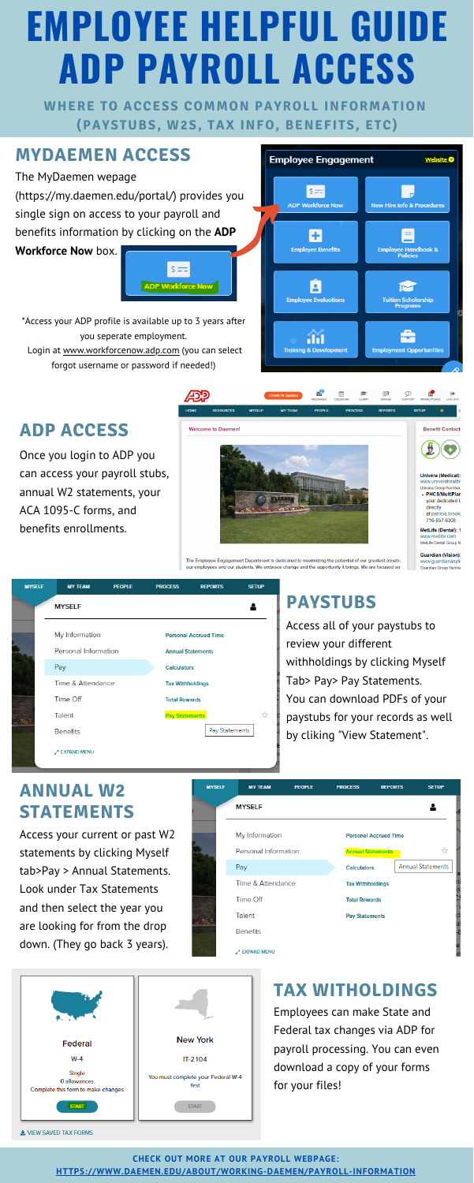# EMPLOYEE HELPFUL GUIDE ADP PAYROLL ACCESS

**WHERE TO ACCESS COMMON PAYROLL INFORMATION (PAYSTUBS, W2S, TAX INFO, BENEFITS, ETC)**

## MYDAEMEN ACCESS

The MyDaemen wepage (https://my.daemen.edu/portal/) provides you single sign on access to your payroll and benefits information by clicking on the **ADP Workforce Now** box.

*Access your ADP profile is available up to 3 years after you seperate employment.
Login at www.workforcenow.adp.com (you can select forgot username or password if needed!)

## ADP ACCESS

Once you login to ADP you can access your payroll stubs, annual W2 statements, your ACA 1095-C forms, and benefits enrollments.

## PAYSTUBS

Access all of your paystubs to review your different withholdings by clicking Myself Tab> Pay> Pay Statements. You can download PDFs of your paystubs for your records as well by cliking "View Statement".

## ANNUAL W2 STATEMENTS

Access your current or past W2 statements by clicking Myself tab>Pay > Annual Statements. Look under Tax Statements and then select the year you are looking for from the drop down. (They go back 3 years).

## TAX WITHOLDINGS

Employees can make State and Federal tax changes via ADP for payroll processing. You can even download a copy of your forms for your files!

**CHECK OUT MORE AT OUR PAYROLL WEBPAGE: HTTPS://WWW.DAEMEN.EDU/ABOUT/WORKING-DAEMEN/PAYROLL-INFORMATION**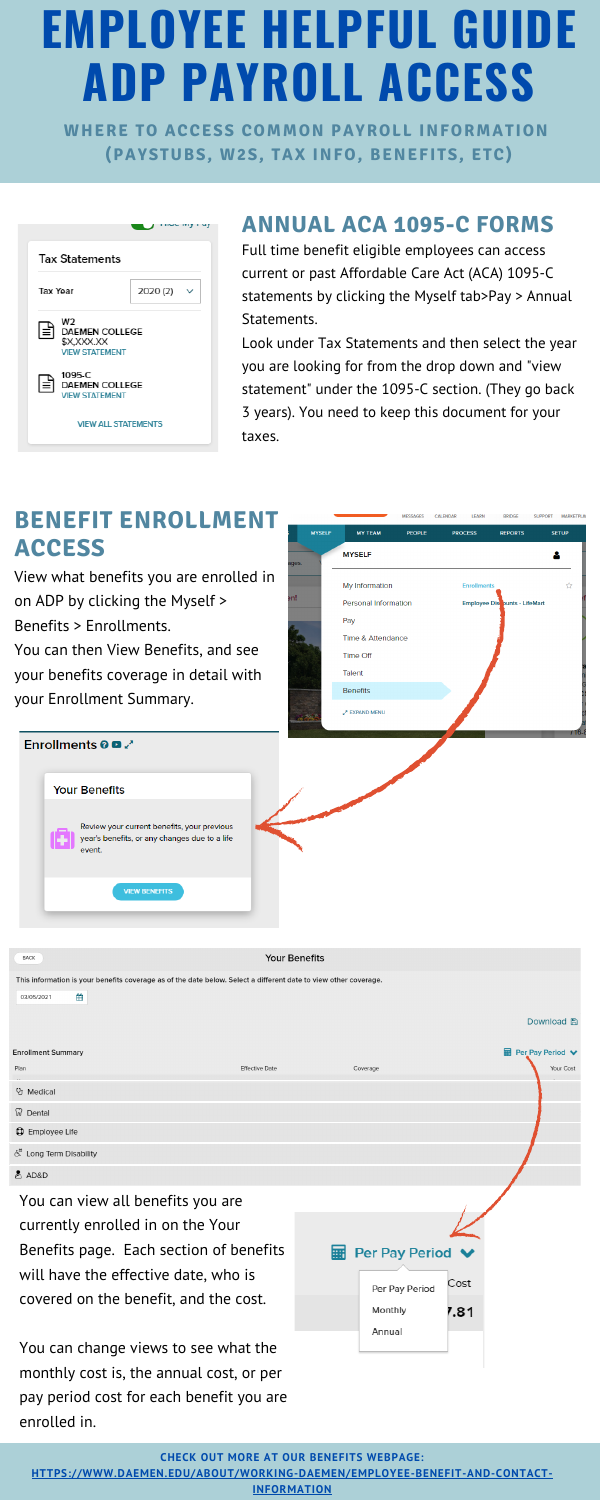# EMPLOYEE HELPFUL GUIDE ADP PAYROLL ACCESS

**WHERE TO ACCESS COMMON PAYROLL INFORMATION (PAYSTUBS, W2S, TAX INFO, BENEFITS, ETC)**

## ANNUAL ACA 1095-C FORMS

Full time benefit eligible employees can access current or past Affordable Care Act (ACA) 1095-C statements by clicking the Myself tab>Pay > Annual Statements.

Look under Tax Statements and then select the year you are looking for from the drop down and "view statement" under the 1095-C section. (They go back 3 years). You need to keep this document for your taxes.

## BENEFIT ENROLLMENT ACCESS

View what benefits you are enrolled in on ADP by clicking the Myself > Benefits > Enrollments.

You can then View Benefits, and see your benefits coverage in detail with your Enrollment Summary.

You can view all benefits you are currently enrolled in on the Your Benefits page. Each section of benefits will have the effective date, who is covered on the benefit, and the cost.

You can change views to see what the monthly cost is, the annual cost, or per pay period cost for each benefit you are enrolled in.

**CHECK OUT MORE AT OUR BENEFITS WEBPAGE: HTTPS://WWW.DAEMEN.EDU/ABOUT/WORKING-DAEMEN/EMPLOYEE-BENEFIT-AND-CONTACT-INFORMATION**